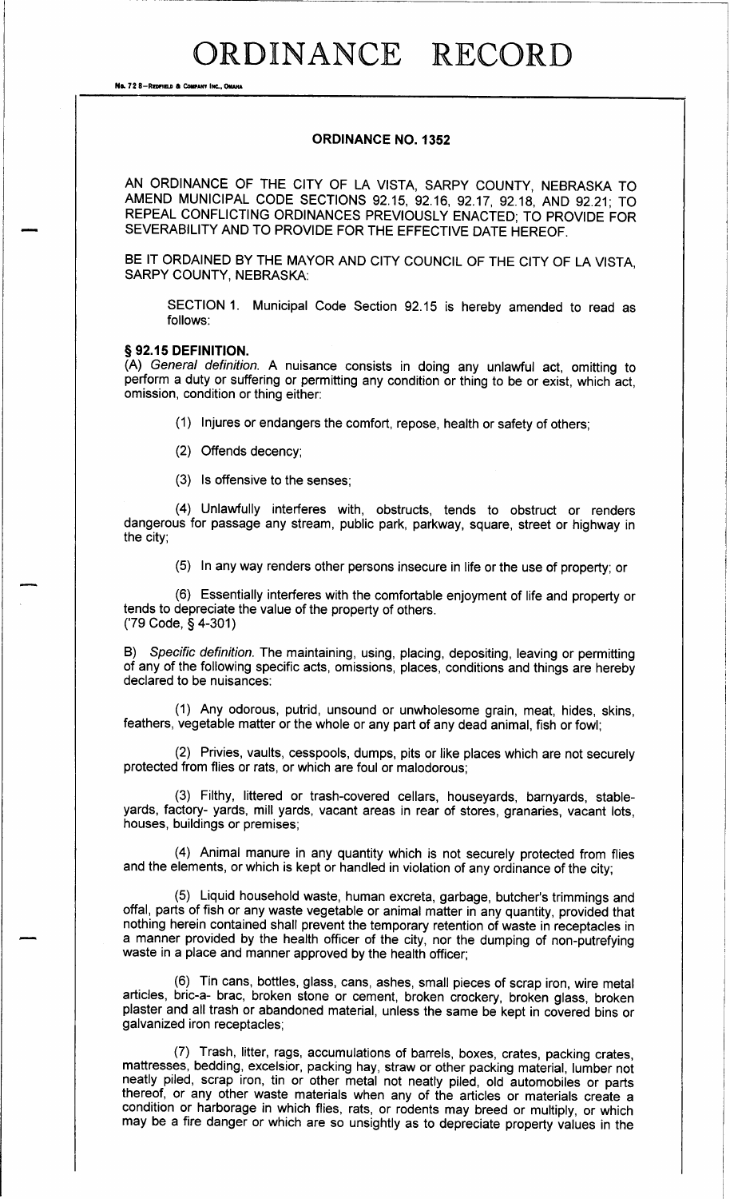# ORDINANCE RECORD

## ORDINANCE NO. 1352

AN ORDINANCE OF THE CITY OF LA VISTA, SARPY COUNTY, NEBRASKA TO AMEND MUNICIPAL CODE SECTIONS 92.15, 92.16, 92.17, 92.18, AND 92.21; TO REPEAL CONFLICTING ORDINANCES PREVIOUSLY ENACTED; TO PROVIDE FOR SEVERABILITY AND TO PROVIDE FOR THE EFFECTIVE DATE HEREOF.

BE IT ORDAINED BY THE MAYOR AND CITY COUNCIL OF THE CITY OF LA VISTA, SARPY COUNTY, NEBRASKA:

SECTION 1. Municipal Code Section 92.15 is hereby amended to read as follows:

### § 92.15 DEFINITION.

(A) *General definition.* A nuisance consists in doing any unlawful act, omitting to perform a duty or suffering or permitting any condition or thing to be or exist, which act, omission, condition or thing either:

(1) Injures or endangers the comfort, repose, health or safety of others;

(2) Offends decency;

(3) Is offensive to the senses;

(4) Unlawfully interferes with, obstructs, tends to obstruct or renders dangerous for passage any stream, public park, parkway, square, street or highway in the city;

(5) In any way renders other persons insecure in life or the use of property; or

(6) Essentially interferes with the comfortable enjoyment of life and property or tends to depreciate the value of the property of others.
('79 Code, § 4-301)

B) *Specific definition.* The maintaining, using, placing, depositing, leaving or permitting of any of the following specific acts, omissions, places, conditions and things are hereby declared to be nuisances:

(1) Any odorous, putrid, unsound or unwholesome grain, meat, hides, skins, feathers, vegetable matter or the whole or any part of any dead animal, fish or fowl;

(2) Privies, vaults, cesspools, dumps, pits or like places which are not securely protected from flies or rats, or which are foul or malodorous;

(3) Filthy, littered or trash-covered cellars, houseyards, barnyards, stable-yards, factory- yards, mill yards, vacant areas in rear of stores, granaries, vacant lots, houses, buildings or premises;

(4) Animal manure in any quantity which is not securely protected from flies and the elements, or which is kept or handled in violation of any ordinance of the city;

(5) Liquid household waste, human excreta, garbage, butcher's trimmings and offal, parts of fish or any waste vegetable or animal matter in any quantity, provided that nothing herein contained shall prevent the temporary retention of waste in receptacles in a manner provided by the health officer of the city, nor the dumping of non-putrefying waste in a place and manner approved by the health officer;

(6) Tin cans, bottles, glass, cans, ashes, small pieces of scrap iron, wire metal articles, bric-a- brac, broken stone or cement, broken crockery, broken glass, broken plaster and all trash or abandoned material, unless the same be kept in covered bins or galvanized iron receptacles;

(7) Trash, litter, rags, accumulations of barrels, boxes, crates, packing crates, mattresses, bedding, excelsior, packing hay, straw or other packing material, lumber not neatly piled, scrap iron, tin or other metal not neatly piled, old automobiles or parts thereof, or any other waste materials when any of the articles or materials create a condition or harborage in which flies, rats, or rodents may breed or multiply, or which may be a fire danger or which are so unsightly as to depreciate property values in the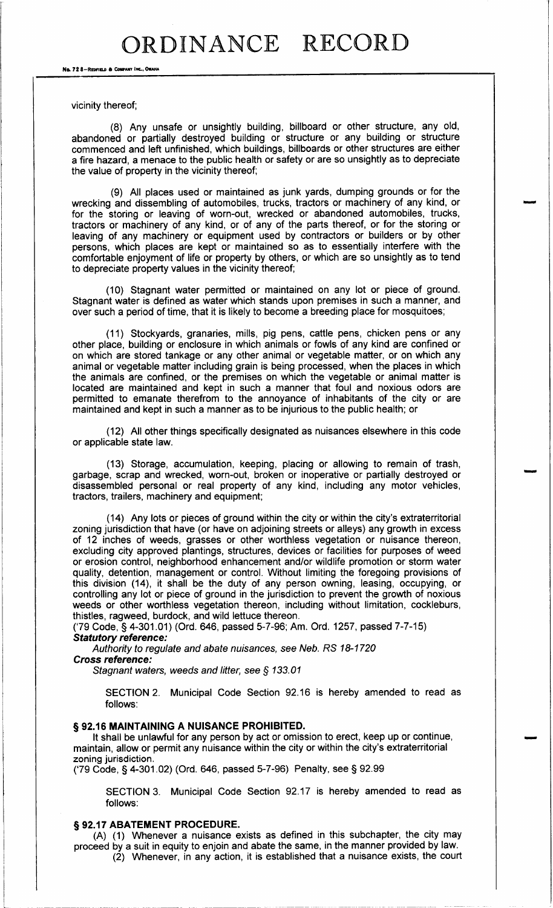vicinity thereof;

(8) Any unsafe or unsightly building, billboard or other structure, any old, abandoned or partially destroyed building or structure or any building or structure commenced and left unfinished, which buildings, billboards or other structures are either a fire hazard, a menace to the public health or safety or are so unsightly as to depreciate the value of property in the vicinity thereof;

(9) All places used or maintained as junk yards, dumping grounds or for the wrecking and dissembling of automobiles, trucks, tractors or machinery of any kind, or for the storing or leaving of worn-out, wrecked or abandoned automobiles, trucks, tractors or machinery of any kind, or of any of the parts thereof, or for the storing or leaving of any machinery or equipment used by contractors or builders or by other persons, which places are kept or maintained so as to essentially interfere with the comfortable enjoyment of life or property by others, or which are so unsightly as to tend to depreciate property values in the vicinity thereof;

(10) Stagnant water permitted or maintained on any lot or piece of ground. Stagnant water is defined as water which stands upon premises in such a manner, and over such a period of time, that it is likely to become a breeding place for mosquitoes;

(11) Stockyards, granaries, mills, pig pens, cattle pens, chicken pens or any other place, building or enclosure in which animals or fowls of any kind are confined or on which are stored tankage or any other animal or vegetable matter, or on which any animal or vegetable matter including grain is being processed, when the places in which the animals are confined, or the premises on which the vegetable or animal matter is located are maintained and kept in such a manner that foul and noxious odors are permitted to emanate therefrom to the annoyance of inhabitants of the city or are maintained and kept in such a manner as to be injurious to the public health; or

(12) All other things specifically designated as nuisances elsewhere in this code or applicable state law.

(13) Storage, accumulation, keeping, placing or allowing to remain of trash, garbage, scrap and wrecked, worn-out, broken or inoperative or partially destroyed or disassembled personal or real property of any kind, including any motor vehicles, tractors, trailers, machinery and equipment;

(14) Any lots or pieces of ground within the city or within the city's extraterritorial zoning jurisdiction that have (or have on adjoining streets or alleys) any growth in excess of 12 inches of weeds, grasses or other worthless vegetation or nuisance thereon, excluding city approved plantings, structures, devices or facilities for purposes of weed or erosion control, neighborhood enhancement and/or wildlife promotion or storm water quality, detention, management or control. Without limiting the foregoing provisions of this division (14), it shall be the duty of any person owning, leasing, occupying, or controlling any lot or piece of ground in the jurisdiction to prevent the growth of noxious weeds or other worthless vegetation thereon, including without limitation, cockleburs, thistles, ragweed, burdock, and wild lettuce thereon.
('79 Code, § 4-301.01) (Ord. 646, passed 5-7-96; Am. Ord. 1257, passed 7-7-15)

***Statutory reference:***

*Authority to regulate and abate nuisances, see Neb. RS 18-1720*

***Cross reference:***

*Stagnant waters, weeds and litter, see § 133.01*

SECTION 2. Municipal Code Section 92.16 is hereby amended to read as follows:

**§ 92.16 MAINTAINING A NUISANCE PROHIBITED.**

It shall be unlawful for any person by act or omission to erect, keep up or continue, maintain, allow or permit any nuisance within the city or within the city's extraterritorial zoning jurisdiction.
('79 Code, § 4-301.02) (Ord. 646, passed 5-7-96) Penalty, see § 92.99

SECTION 3. Municipal Code Section 92.17 is hereby amended to read as follows:

**§ 92.17 ABATEMENT PROCEDURE.**

(A) (1) Whenever a nuisance exists as defined in this subchapter, the city may proceed by a suit in equity to enjoin and abate the same, in the manner provided by law.

(2) Whenever, in any action, it is established that a nuisance exists, the court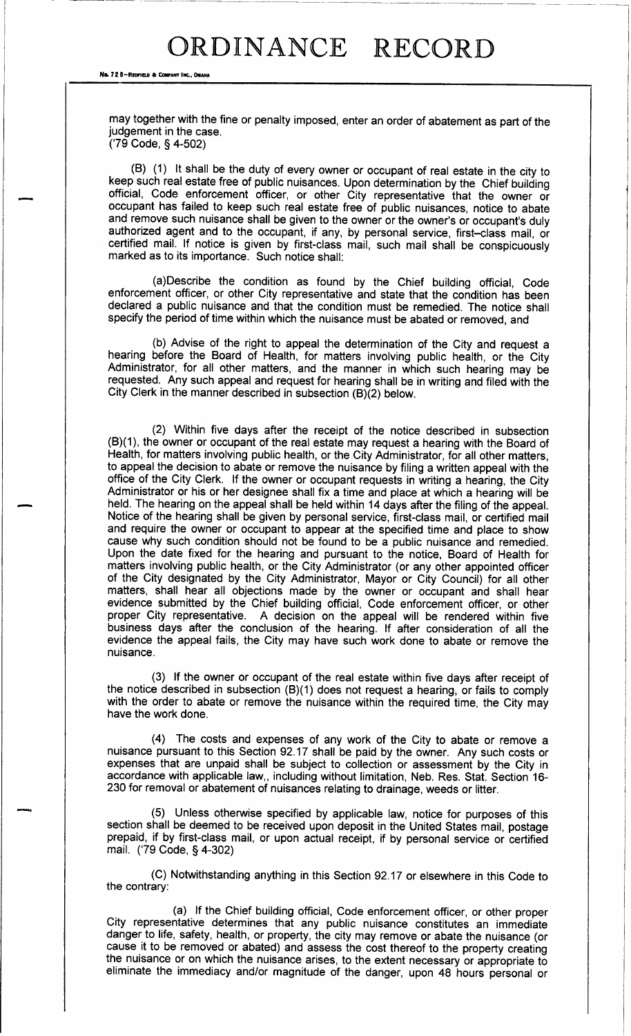may together with the fine or penalty imposed, enter an order of abatement as part of the judgement in the case.
('79 Code, § 4-502)

(B) (1) It shall be the duty of every owner or occupant of real estate in the city to keep such real estate free of public nuisances. Upon determination by the Chief building official, Code enforcement officer, or other City representative that the owner or occupant has failed to keep such real estate free of public nuisances, notice to abate and remove such nuisance shall be given to the owner or the owner's or occupant's duly authorized agent and to the occupant, if any, by personal service, first-class mail, or certified mail. If notice is given by first-class mail, such mail shall be conspicuously marked as to its importance. Such notice shall:

(a)Describe the condition as found by the Chief building official, Code enforcement officer, or other City representative and state that the condition has been declared a public nuisance and that the condition must be remedied. The notice shall specify the period of time within which the nuisance must be abated or removed, and

(b) Advise of the right to appeal the determination of the City and request a hearing before the Board of Health, for matters involving public health, or the City Administrator, for all other matters, and the manner in which such hearing may be requested. Any such appeal and request for hearing shall be in writing and filed with the City Clerk in the manner described in subsection (B)(2) below.

(2) Within five days after the receipt of the notice described in subsection (B)(1), the owner or occupant of the real estate may request a hearing with the Board of Health, for matters involving public health, or the City Administrator, for all other matters, to appeal the decision to abate or remove the nuisance by filing a written appeal with the office of the City Clerk. If the owner or occupant requests in writing a hearing, the City Administrator or his or her designee shall fix a time and place at which a hearing will be held. The hearing on the appeal shall be held within 14 days after the filing of the appeal. Notice of the hearing shall be given by personal service, first-class mail, or certified mail and require the owner or occupant to appear at the specified time and place to show cause why such condition should not be found to be a public nuisance and remedied. Upon the date fixed for the hearing and pursuant to the notice, Board of Health for matters involving public health, or the City Administrator (or any other appointed officer of the City designated by the City Administrator, Mayor or City Council) for all other matters, shall hear all objections made by the owner or occupant and shall hear evidence submitted by the Chief building official, Code enforcement officer, or other proper City representative. A decision on the appeal will be rendered within five business days after the conclusion of the hearing. If after consideration of all the evidence the appeal fails, the City may have such work done to abate or remove the nuisance.

(3) If the owner or occupant of the real estate within five days after receipt of the notice described in subsection (B)(1) does not request a hearing, or fails to comply with the order to abate or remove the nuisance within the required time, the City may have the work done.

(4) The costs and expenses of any work of the City to abate or remove a nuisance pursuant to this Section 92.17 shall be paid by the owner. Any such costs or expenses that are unpaid shall be subject to collection or assessment by the City in accordance with applicable law,, including without limitation, Neb. Res. Stat. Section 16-230 for removal or abatement of nuisances relating to drainage, weeds or litter.

(5) Unless otherwise specified by applicable law, notice for purposes of this section shall be deemed to be received upon deposit in the United States mail, postage prepaid, if by first-class mail, or upon actual receipt, if by personal service or certified mail. ('79 Code, § 4-302)

(C) Notwithstanding anything in this Section 92.17 or elsewhere in this Code to the contrary:

(a) If the Chief building official, Code enforcement officer, or other proper City representative determines that any public nuisance constitutes an immediate danger to life, safety, health, or property, the city may remove or abate the nuisance (or cause it to be removed or abated) and assess the cost thereof to the property creating the nuisance or on which the nuisance arises, to the extent necessary or appropriate to eliminate the immediacy and/or magnitude of the danger, upon 48 hours personal or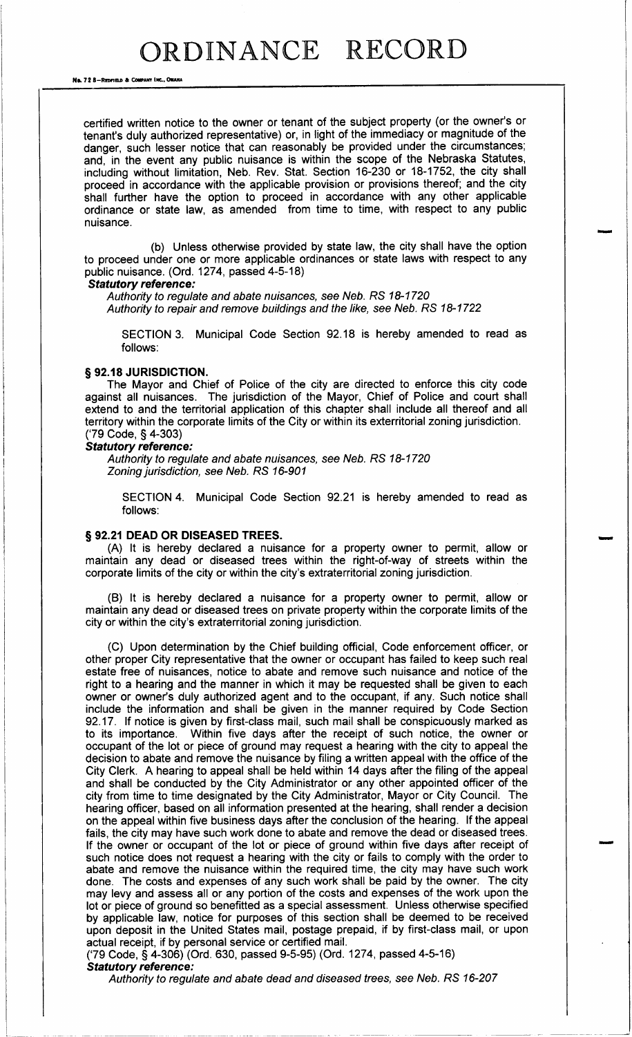certified written notice to the owner or tenant of the subject property (or the owner's or tenant's duly authorized representative) or, in light of the immediacy or magnitude of the danger, such lesser notice that can reasonably be provided under the circumstances; and, in the event any public nuisance is within the scope of the Nebraska Statutes, including without limitation, Neb. Rev. Stat. Section 16-230 or 18-1752, the city shall proceed in accordance with the applicable provision or provisions thereof; and the city shall further have the option to proceed in accordance with any other applicable ordinance or state law, as amended from time to time, with respect to any public nuisance.

(b) Unless otherwise provided by state law, the city shall have the option to proceed under one or more applicable ordinances or state laws with respect to any public nuisance. (Ord. 1274, passed 4-5-18)

***Statutory reference:***

*Authority to regulate and abate nuisances, see Neb. RS 18-1720*
*Authority to repair and remove buildings and the like, see Neb. RS 18-1722*

SECTION 3. Municipal Code Section 92.18 is hereby amended to read as follows:

### § 92.18 JURISDICTION.

The Mayor and Chief of Police of the city are directed to enforce this city code against all nuisances. The jurisdiction of the Mayor, Chief of Police and court shall extend to and the territorial application of this chapter shall include all thereof and all territory within the corporate limits of the City or within its exterritorial zoning jurisdiction. ('79 Code, § 4-303)

***Statutory reference:***

*Authority to regulate and abate nuisances, see Neb. RS 18-1720*
*Zoning jurisdiction, see Neb. RS 16-901*

SECTION 4. Municipal Code Section 92.21 is hereby amended to read as follows:

### § 92.21 DEAD OR DISEASED TREES.

(A) It is hereby declared a nuisance for a property owner to permit, allow or maintain any dead or diseased trees within the right-of-way of streets within the corporate limits of the city or within the city's extraterritorial zoning jurisdiction.

(B) It is hereby declared a nuisance for a property owner to permit, allow or maintain any dead or diseased trees on private property within the corporate limits of the city or within the city's extraterritorial zoning jurisdiction.

(C) Upon determination by the Chief building official, Code enforcement officer, or other proper City representative that the owner or occupant has failed to keep such real estate free of nuisances, notice to abate and remove such nuisance and notice of the right to a hearing and the manner in which it may be requested shall be given to each owner or owner's duly authorized agent and to the occupant, if any. Such notice shall include the information and shall be given in the manner required by Code Section 92.17. If notice is given by first-class mail, such mail shall be conspicuously marked as to its importance. Within five days after the receipt of such notice, the owner or occupant of the lot or piece of ground may request a hearing with the city to appeal the decision to abate and remove the nuisance by filing a written appeal with the office of the City Clerk. A hearing to appeal shall be held within 14 days after the filing of the appeal and shall be conducted by the City Administrator or any other appointed officer of the city from time to time designated by the City Administrator, Mayor or City Council. The hearing officer, based on all information presented at the hearing, shall render a decision on the appeal within five business days after the conclusion of the hearing. If the appeal fails, the city may have such work done to abate and remove the dead or diseased trees. If the owner or occupant of the lot or piece of ground within five days after receipt of such notice does not request a hearing with the city or fails to comply with the order to abate and remove the nuisance within the required time, the city may have such work done. The costs and expenses of any such work shall be paid by the owner. The city may levy and assess all or any portion of the costs and expenses of the work upon the lot or piece of ground so benefitted as a special assessment. Unless otherwise specified by applicable law, notice for purposes of this section shall be deemed to be received upon deposit in the United States mail, postage prepaid, if by first-class mail, or upon actual receipt, if by personal service or certified mail.
('79 Code, § 4-306) (Ord. 630, passed 9-5-95) (Ord. 1274, passed 4-5-16)

***Statutory reference:***

*Authority to regulate and abate dead and diseased trees, see Neb. RS 16-207*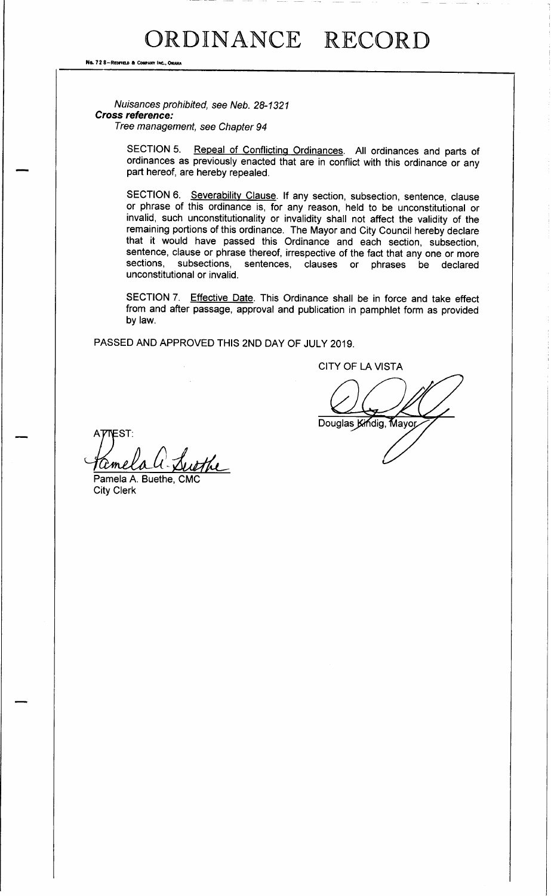Nuisances prohibited, see Neb. 28-1321

***Cross reference:***

*Tree management, see Chapter 94*

SECTION 5. Repeal of Conflicting Ordinances. All ordinances and parts of ordinances as previously enacted that are in conflict with this ordinance or any part hereof, are hereby repealed.

SECTION 6. Severability Clause. If any section, subsection, sentence, clause or phrase of this ordinance is, for any reason, held to be unconstitutional or invalid, such unconstitutionality or invalidity shall not affect the validity of the remaining portions of this ordinance. The Mayor and City Council hereby declare that it would have passed this Ordinance and each section, subsection, sentence, clause or phrase thereof, irrespective of the fact that any one or more sections, subsections, sentences, clauses or phrases be declared unconstitutional or invalid.

SECTION 7. Effective Date. This Ordinance shall be in force and take effect from and after passage, approval and publication in pamphlet form as provided by law.

PASSED AND APPROVED THIS 2ND DAY OF JULY 2019.

CITY OF LA VISTA

Douglas Kindig, Mayor

ATTEST:

Pamela A. Buethe, CMC
City Clerk